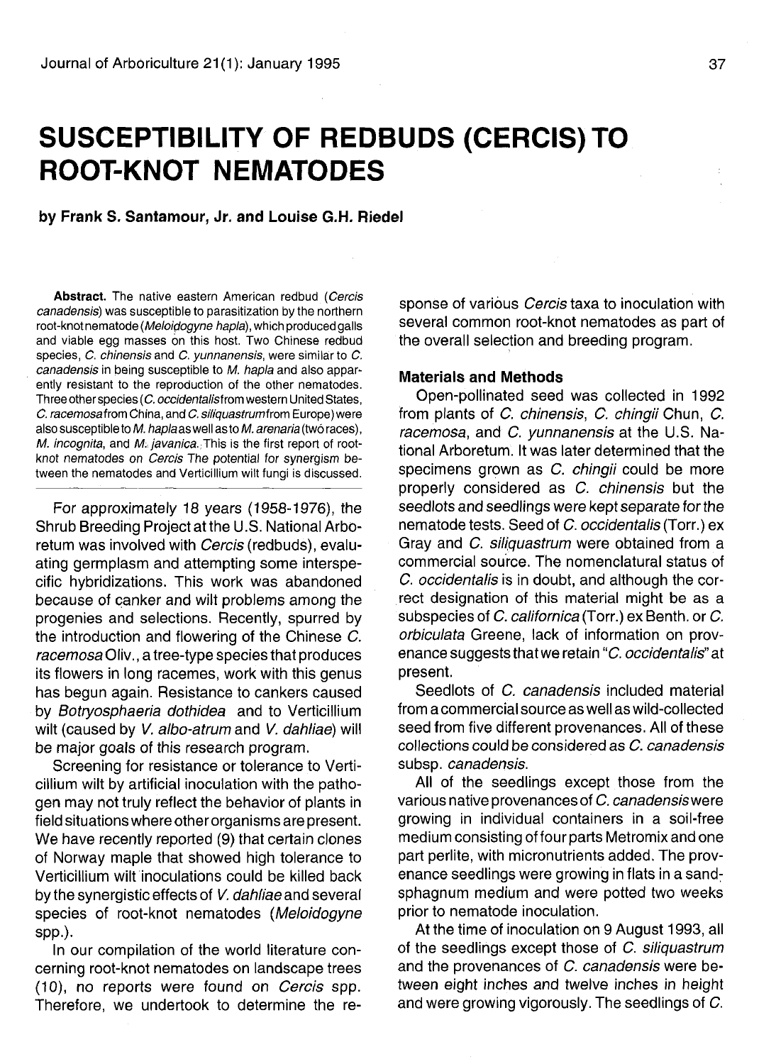# SUSCEPTIBILITY OF REDBUDS (CERCIS) TO ROOT-KNOT NEMATODES

**by Frank S. Santamour, Jr. and Louise G.H. Riedel**

**Abstract.** The native eastern American redbud (*Cercis canadensis*) was susceptible to parasitization by the northern root-knot nematode (*Meloidogyne hapla*), which produced galls and viable egg masses on this host. Two Chinese redbud species, *C. chinensis* and *C. yunnanensis*, were similar to *C. canadensis* in being susceptible to *M. hapla* and also apparently resistant to the reproduction of the other nematodes. Three other species (*C. occidentalis* from western United States, *C. racemosa* from China, and *C. siliquastrum* from Europe) were also susceptible to *M. hapla* as well as to *M. arenaria* (two races), *M. incognita*, and *M. javanica*. This is the first report of root-knot nematodes on *Cercis* The potential for synergism between the nematodes and Verticillium wilt fungi is discussed.

For approximately 18 years (1958-1976), the Shrub Breeding Project at the U.S. National Arboretum was involved with *Cercis* (redbuds), evaluating germplasm and attempting some interspecific hybridizations. This work was abandoned because of canker and wilt problems among the progenies and selections. Recently, spurred by the introduction and flowering of the Chinese *C. racemosa* Oliv., a tree-type species that produces its flowers in long racemes, work with this genus has begun again. Resistance to cankers caused by *Botryosphaeria dothidea* and to Verticillium wilt (caused by *V. albo-atrum* and *V. dahliae*) will be major goals of this research program.

Screening for resistance or tolerance to Verticillium wilt by artificial inoculation with the pathogen may not truly reflect the behavior of plants in field situations where other organisms are present. We have recently reported (9) that certain clones of Norway maple that showed high tolerance to Verticillium wilt inoculations could be killed back by the synergistic effects of *V. dahliae* and several species of root-knot nematodes (*Meloidogyne* spp.).

In our compilation of the world literature concerning root-knot nematodes on landscape trees (10), no reports were found on *Cercis* spp. Therefore, we undertook to determine the response of various *Cercis* taxa to inoculation with several common root-knot nematodes as part of the overall selection and breeding program.

## Materials and Methods

Open-pollinated seed was collected in 1992 from plants of *C. chinensis*, *C. chingii* Chun, *C. racemosa*, and *C. yunnanensis* at the U.S. National Arboretum. It was later determined that the specimens grown as *C. chingii* could be more properly considered as *C. chinensis* but the seedlots and seedlings were kept separate for the nematode tests. Seed of *C. occidentalis* (Torr.) ex Gray and *C. siliquastrum* were obtained from a commercial source. The nomenclatural status of *C. occidentalis* is in doubt, and although the correct designation of this material might be as a subspecies of *C. californica* (Torr.) ex Benth. or *C. orbiculata* Greene, lack of information on provenance suggests that we retain "*C. occidentalis*" at present.

Seedlots of *C. canadensis* included material from a commercial source as well as wild-collected seed from five different provenances. All of these collections could be considered as *C. canadensis* subsp. *canadensis*.

All of the seedlings except those from the various native provenances of *C. canadensis* were growing in individual containers in a soil-free medium consisting of four parts Metromix and one part perlite, with micronutrients added. The provenance seedlings were growing in flats in a sand-sphagnum medium and were potted two weeks prior to nematode inoculation.

At the time of inoculation on 9 August 1993, all of the seedlings except those of *C. siliquastrum* and the provenances of *C. canadensis* were between eight inches and twelve inches in height and were growing vigorously. The seedlings of *C.*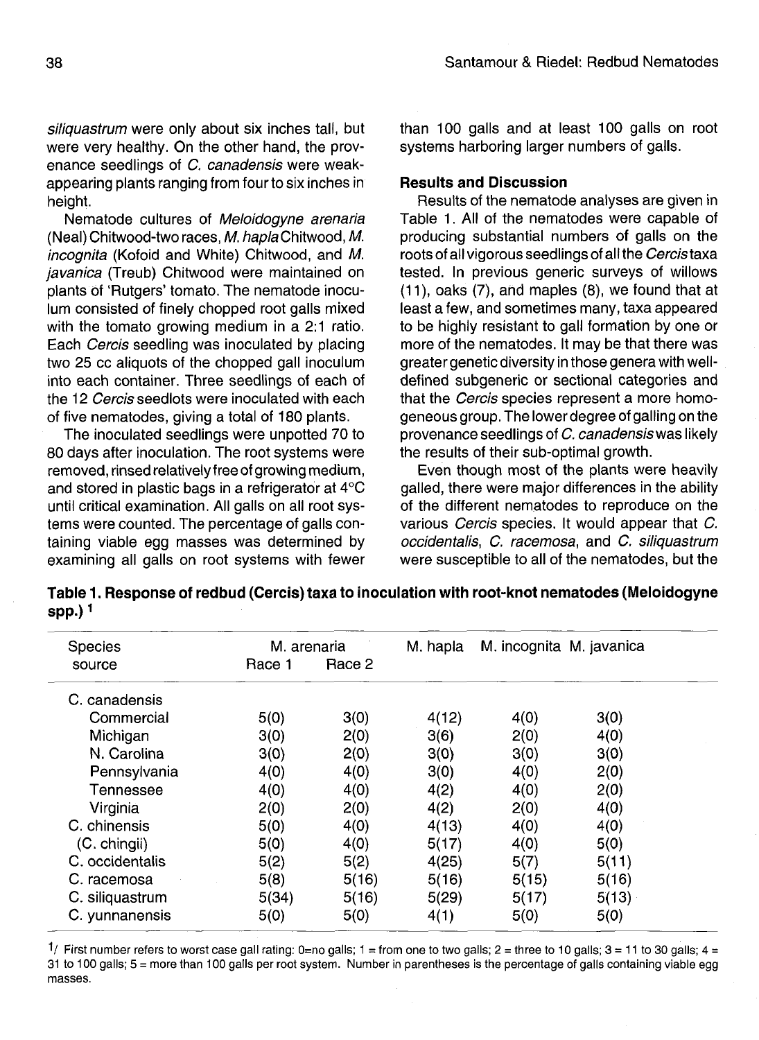*siliquastrum* were only about six inches tall, but were very healthy. On the other hand, the provenance seedlings of *C. canadensis* were weak-appearing plants ranging from four to six inches in height.

Nematode cultures of *Meloidogyne arenaria* (Neal) Chitwood-two races, *M. hapla* Chitwood, *M. incognita* (Kofoid and White) Chitwood, and *M. javanica* (Treub) Chitwood were maintained on plants of 'Rutgers' tomato. The nematode inoculum consisted of finely chopped root galls mixed with the tomato growing medium in a 2:1 ratio. Each *Cercis* seedling was inoculated by placing two 25 cc aliquots of the chopped gall inoculum into each container. Three seedlings of each of the 12 *Cercis* seedlots were inoculated with each of five nematodes, giving a total of 180 plants.

The inoculated seedlings were unpotted 70 to 80 days after inoculation. The root systems were removed, rinsed relatively free of growing medium, and stored in plastic bags in a refrigerator at 4°C until critical examination. All galls on all root systems were counted. The percentage of galls containing viable egg masses was determined by examining all galls on root systems with fewer than 100 galls and at least 100 galls on root systems harboring larger numbers of galls.

## Results and Discussion

Results of the nematode analyses are given in Table 1. All of the nematodes were capable of producing substantial numbers of galls on the roots of all vigorous seedlings of all the *Cercis* taxa tested. In previous generic surveys of willows (11), oaks (7), and maples (8), we found that at least a few, and sometimes many, taxa appeared to be highly resistant to gall formation by one or more of the nematodes. It may be that there was greater genetic diversity in those genera with well-defined subgeneric or sectional categories and that the *Cercis* species represent a more homogeneous group. The lower degree of galling on the provenance seedlings of *C. canadensis* was likely the results of their sub-optimal growth.

Even though most of the plants were heavily galled, there were major differences in the ability of the different nematodes to reproduce on the various *Cercis* species. It would appear that *C. occidentalis*, *C. racemosa*, and *C. siliquastrum* were susceptible to all of the nematodes, but the

**Table 1. Response of redbud (Cercis) taxa to inoculation with root-knot nematodes (Meloidogyne spp.)** [1]

| Species source | M. arenaria | | M. hapla | M. incognita | M. javanica |
|---|---|---|---|---|---|
| | Race 1 | Race 2 | | | |
| C. canadensis | | | | | |
| Commercial | 5(0) | 3(0) | 4(12) | 4(0) | 3(0) |
| Michigan | 3(0) | 2(0) | 3(6) | 2(0) | 4(0) |
| N. Carolina | 3(0) | 2(0) | 3(0) | 3(0) | 3(0) |
| Pennsylvania | 4(0) | 4(0) | 3(0) | 4(0) | 2(0) |
| Tennessee | 4(0) | 4(0) | 4(2) | 4(0) | 2(0) |
| Virginia | 2(0) | 2(0) | 4(2) | 2(0) | 4(0) |
| C. chinensis | 5(0) | 4(0) | 4(13) | 4(0) | 4(0) |
| (C. chingii) | 5(0) | 4(0) | 5(17) | 4(0) | 5(0) |
| C. occidentalis | 5(2) | 5(2) | 4(25) | 5(7) | 5(11) |
| C. racemosa | 5(8) | 5(16) | 5(16) | 5(15) | 5(16) |
| C. siliquastrum | 5(34) | 5(16) | 5(29) | 5(17) | 5(13) |
| C. yunnanensis | 5(0) | 5(0) | 4(1) | 5(0) | 5(0) |

[1] First number refers to worst case gall rating: 0=no galls; 1 = from one to two galls; 2 = three to 10 galls; 3 = 11 to 30 galls; 4 = 31 to 100 galls; 5 = more than 100 galls per root system. Number in parentheses is the percentage of galls containing viable egg masses.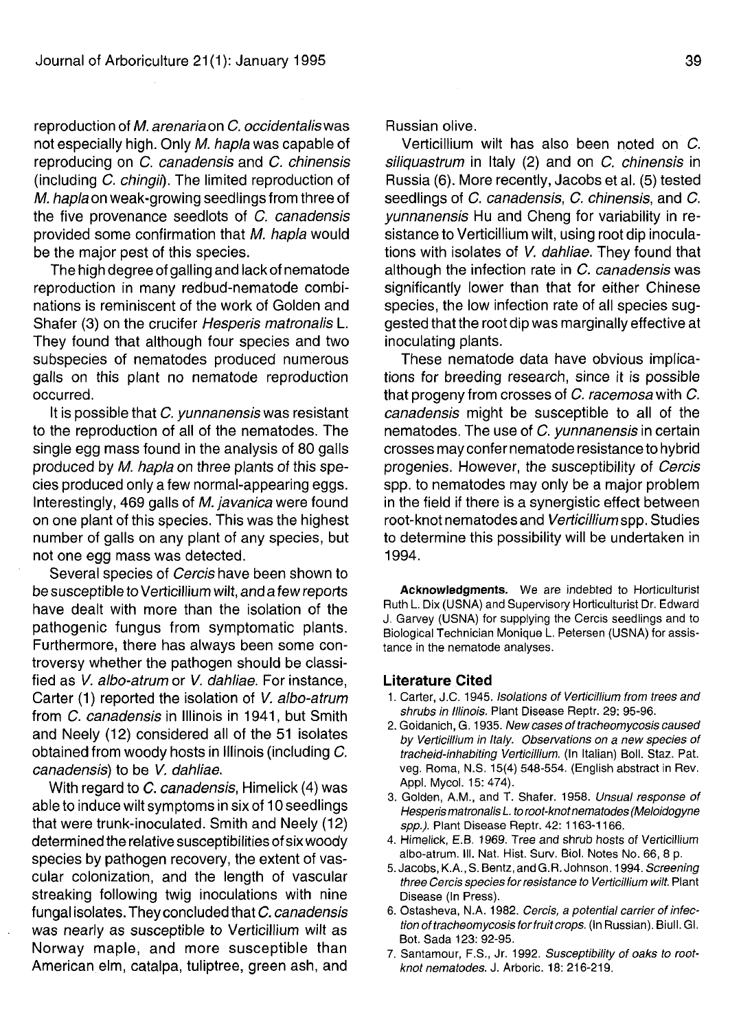reproduction of *M. arenaria* on *C. occidentalis* was not especially high. Only *M. hapla* was capable of reproducing on *C. canadensis* and *C. chinensis* (including *C. chingii*). The limited reproduction of *M. hapla* on weak-growing seedlings from three of the five provenance seedlots of *C. canadensis* provided some confirmation that *M. hapla* would be the major pest of this species.

The high degree of galling and lack of nematode reproduction in many redbud-nematode combinations is reminiscent of the work of Golden and Shafer (3) on the crucifer *Hesperis matronalis* L. They found that although four species and two subspecies of nematodes produced numerous galls on this plant no nematode reproduction occurred.

It is possible that *C. yunnanensis* was resistant to the reproduction of all of the nematodes. The single egg mass found in the analysis of 80 galls produced by *M. hapla* on three plants of this species produced only a few normal-appearing eggs. Interestingly, 469 galls of *M. javanica* were found on one plant of this species. This was the highest number of galls on any plant of any species, but not one egg mass was detected.

Several species of *Cercis* have been shown to be susceptible to Verticillium wilt, and a few reports have dealt with more than the isolation of the pathogenic fungus from symptomatic plants. Furthermore, there has always been some controversy whether the pathogen should be classified as *V. albo-atrum* or *V. dahliae*. For instance, Carter (1) reported the isolation of *V. albo-atrum* from *C. canadensis* in Illinois in 1941, but Smith and Neely (12) considered all of the 51 isolates obtained from woody hosts in Illinois (including *C. canadensis*) to be *V. dahliae*.

With regard to *C. canadensis*, Himelick (4) was able to induce wilt symptoms in six of 10 seedlings that were trunk-inoculated. Smith and Neely (12) determined the relative susceptibilities of six woody species by pathogen recovery, the extent of vascular colonization, and the length of vascular streaking following twig inoculations with nine fungal isolates. They concluded that *C. canadensis* was nearly as susceptible to Verticillium wilt as Norway maple, and more susceptible than American elm, catalpa, tuliptree, green ash, and Russian olive.

Verticillium wilt has also been noted on *C. siliquastrum* in Italy (2) and on *C. chinensis* in Russia (6). More recently, Jacobs et al. (5) tested seedlings of *C. canadensis*, *C. chinensis*, and *C. yunnanensis* Hu and Cheng for variability in resistance to Verticillium wilt, using root dip inoculations with isolates of *V. dahliae*. They found that although the infection rate in *C. canadensis* was significantly lower than that for either Chinese species, the low infection rate of all species suggested that the root dip was marginally effective at inoculating plants.

These nematode data have obvious implications for breeding research, since it is possible that progeny from crosses of *C. racemosa* with *C. canadensis* might be susceptible to all of the nematodes. The use of *C. yunnanensis* in certain crosses may confer nematode resistance to hybrid progenies. However, the susceptibility of *Cercis* spp. to nematodes may only be a major problem in the field if there is a synergistic effect between root-knot nematodes and *Verticillium* spp. Studies to determine this possibility will be undertaken in 1994.

**Acknowledgments.** We are indebted to Horticulturist Ruth L. Dix (USNA) and Supervisory Horticulturist Dr. Edward J. Garvey (USNA) for supplying the Cercis seedlings and to Biological Technician Monique L. Petersen (USNA) for assistance in the nematode analyses.

## Literature Cited

1. Carter, J.C. 1945. *Isolations of Verticillium from trees and shrubs in Illinois.* Plant Disease Reptr. 29: 95-96.
2. Goidanich, G. 1935. *New cases of tracheomycosis caused by Verticillium in Italy. Observations on a new species of tracheid-inhabiting Verticillium.* (In Italian) Boll. Staz. Pat. veg. Roma, N.S. 15(4) 548-554. (English abstract in Rev. Appl. Mycol. 15: 474).
3. Golden, A.M., and T. Shafer. 1958. *Unusual response of Hesperis matronalis L. to root-knot nematodes (Meloidogyne spp.).* Plant Disease Reptr. 42: 1163-1166.
4. Himelick, E.B. 1969. Tree and shrub hosts of Verticillium albo-atrum. Ill. Nat. Hist. Surv. Biol. Notes No. 66, 8 p.
5. Jacobs, K.A., S. Bentz, and G.R. Johnson. 1994. *Screening three Cercis species for resistance to Verticillium wilt.* Plant Disease (In Press).
6. Ostasheva, N.A. 1982. *Cercis, a potential carrier of infection of tracheomycosis for fruit crops.* (In Russian). Biull. Gl. Bot. Sada 123: 92-95.
7. Santamour, F.S., Jr. 1992. *Susceptibility of oaks to root-knot nematodes.* J. Arboric. 18: 216-219.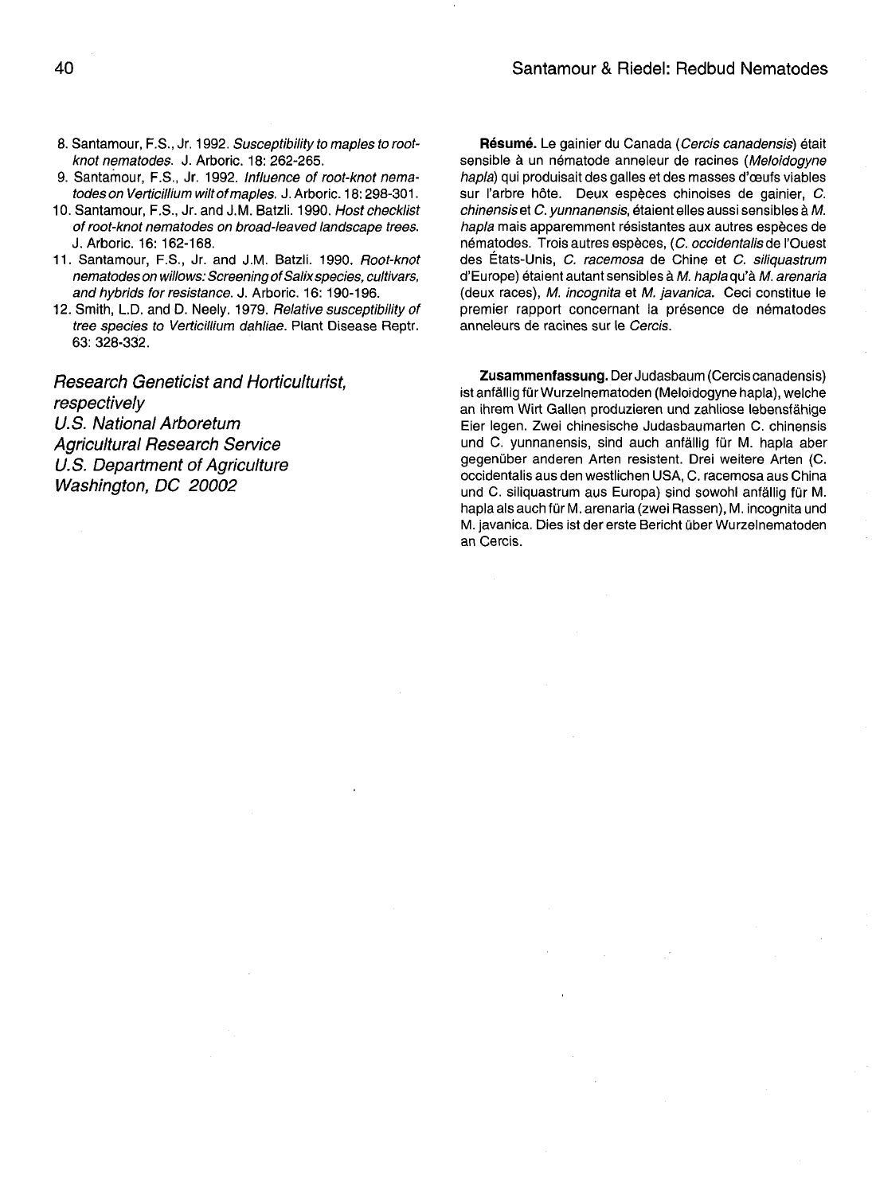8. Santamour, F.S., Jr. 1992. *Susceptibility to maples to root-knot nematodes*. J. Arboric. 18: 262-265.
9. Santamour, F.S., Jr. 1992. *Influence of root-knot nematodes on Verticillium wilt of maples*. J. Arboric. 18: 298-301.
10. Santamour, F.S., Jr. and J.M. Batzli. 1990. *Host checklist of root-knot nematodes on broad-leaved landscape trees*. J. Arboric. 16: 162-168.
11. Santamour, F.S., Jr. and J.M. Batzli. 1990. *Root-knot nematodes on willows: Screening of Salix species, cultivars, and hybrids for resistance*. J. Arboric. 16: 190-196.
12. Smith, L.D. and D. Neely. 1979. *Relative susceptibility of tree species to Verticillium dahliae*. Plant Disease Reptr. 63: 328-332.

*Research Geneticist and Horticulturist, respectively*
*U.S. National Arboretum*
*Agricultural Research Service*
*U.S. Department of Agriculture*
*Washington, DC 20002*

**Résumé.** Le gainier du Canada (*Cercis canadensis*) était sensible à un nématode anneleur de racines (*Meloidogyne hapla*) qui produisait des galles et des masses d'œufs viables sur l'arbre hôte. Deux espèces chinoises de gainier, *C. chinensis* et *C. yunnanensis*, étaient elles aussi sensibles à *M. hapla* mais apparemment résistantes aux autres espèces de nématodes. Trois autres espèces, (*C. occidentalis* de l'Ouest des États-Unis, *C. racemosa* de Chine et *C. siliquastrum* d'Europe) étaient autant sensibles à *M. hapla* qu'à *M. arenaria* (deux races), *M. incognita* et *M. javanica*. Ceci constitue le premier rapport concernant la présence de nématodes anneleurs de racines sur le *Cercis*.

**Zusammenfassung.** Der Judasbaum (Cercis canadensis) ist anfällig für Wurzelnematoden (Meloidogyne hapla), welche an ihrem Wirt Gallen produzieren und zahllose lebensfähige Eier legen. Zwei chinesische Judasbaumarten C. chinensis und C. yunnanensis, sind auch anfällig für M. hapla aber gegenüber anderen Arten resistent. Drei weitere Arten (C. occidentalis aus den westlichen USA, C. racemosa aus China und C. siliquastrum aus Europa) sind sowohl anfällig für M. hapla als auch für M. arenaria (zwei Rassen), M. incognita und M. javanica. Dies ist der erste Bericht über Wurzelnematoden an Cercis.